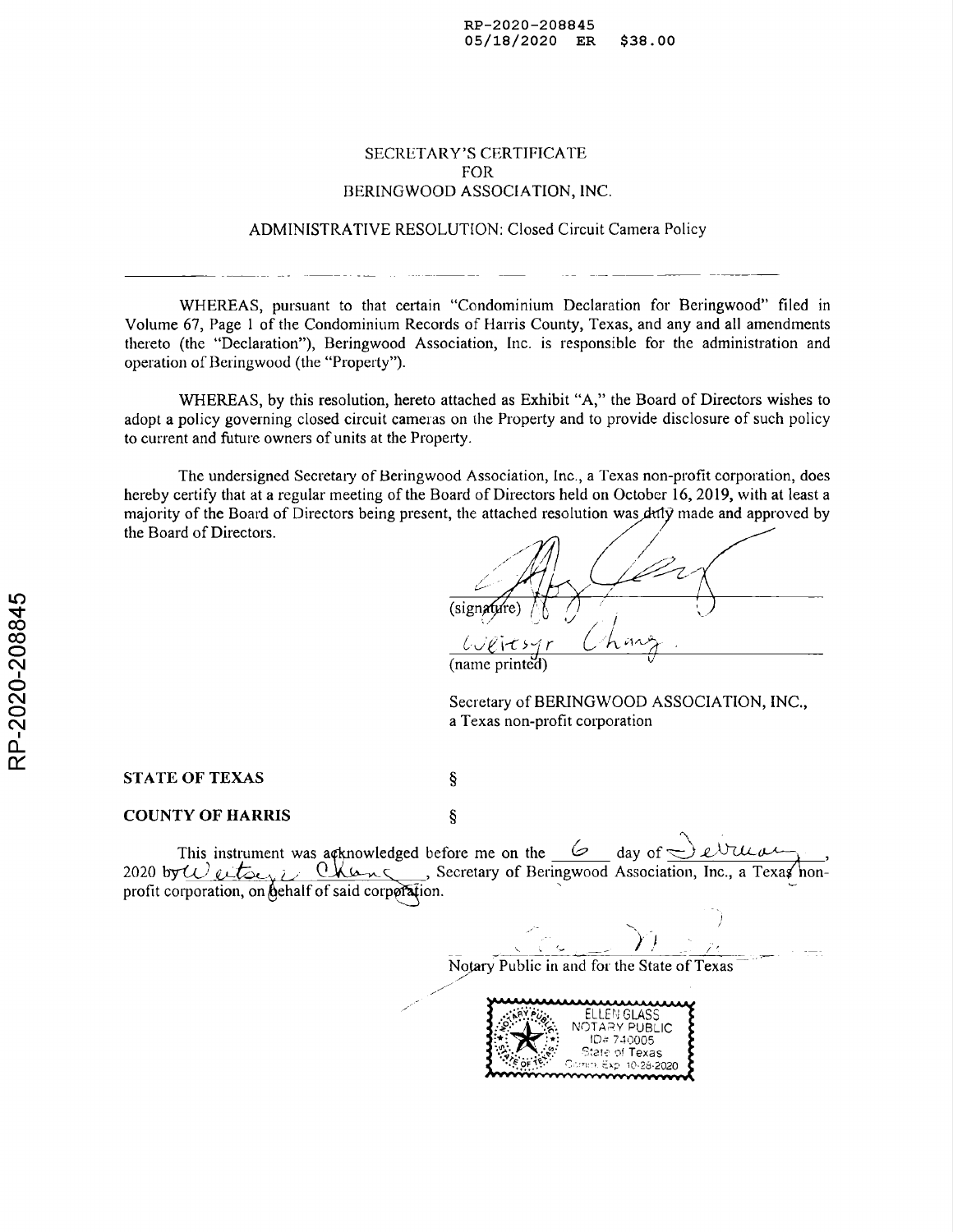RP-2020-208845
05/18/2020 ER $38.00

# SECRETARY'S CERTIFICATE
# FOR
# BERINGWOOD ASSOCIATION, INC.

## ADMINISTRATIVE RESOLUTION: Closed Circuit Camera Policy

---

WHEREAS, pursuant to that certain "Condominium Declaration for Beringwood" filed in Volume 67, Page 1 of the Condominium Records of Harris County, Texas, and any and all amendments thereto (the "Declaration"), Beringwood Association, Inc. is responsible for the administration and operation of Beringwood (the "Property").

WHEREAS, by this resolution, hereto attached as Exhibit "A," the Board of Directors wishes to adopt a policy governing closed circuit cameras on the Property and to provide disclosure of such policy to current and future owners of units at the Property.

The undersigned Secretary of Beringwood Association, Inc., a Texas non-profit corporation, does hereby certify that at a regular meeting of the Board of Directors held on October 16, 2019, with at least a majority of the Board of Directors being present, the attached resolution was duly made and approved by the Board of Directors.

(signature)

Weitsyr Chang
(name printed)

Secretary of BERINGWOOD ASSOCIATION, INC.,
a Texas non-profit corporation

**STATE OF TEXAS** §

**COUNTY OF HARRIS** §

This instrument was acknowledged before me on the 6 day of February, 2020 by Weitsyr Chang, Secretary of Beringwood Association, Inc., a Texas non-profit corporation, on behalf of said corporation.

Notary Public in and for the State of Texas

ELLEN GLASS
NOTARY PUBLIC
ID# 740005
State of Texas
Comm. Exp. 10-28-2020

RP-2020-208845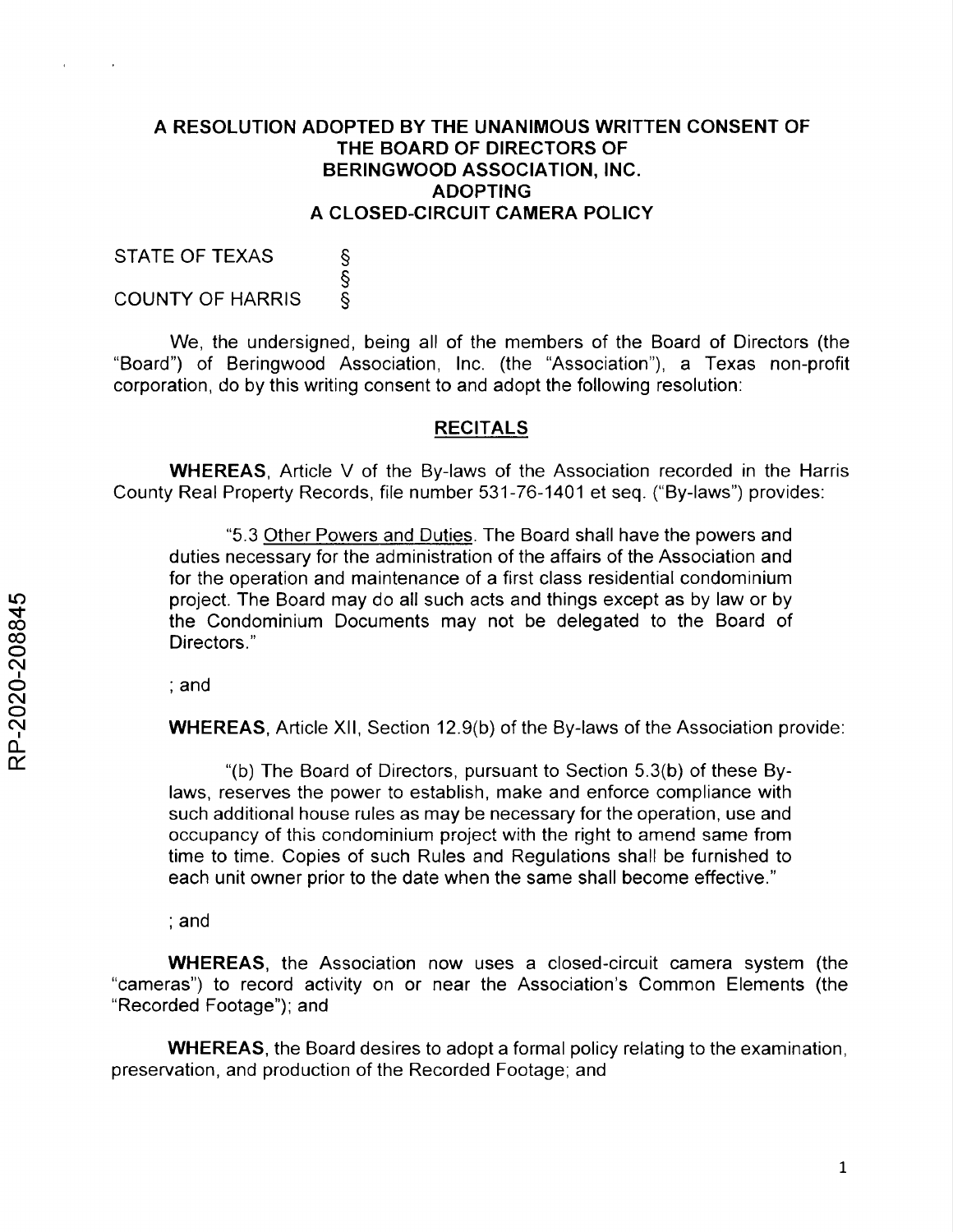**A RESOLUTION ADOPTED BY THE UNANIMOUS WRITTEN CONSENT OF THE BOARD OF DIRECTORS OF BERINGWOOD ASSOCIATION, INC. ADOPTING A CLOSED-CIRCUIT CAMERA POLICY**

STATE OF TEXAS §
§
COUNTY OF HARRIS §

We, the undersigned, being all of the members of the Board of Directors (the "Board") of Beringwood Association, Inc. (the "Association"), a Texas non-profit corporation, do by this writing consent to and adopt the following resolution:

## RECITALS

**WHEREAS**, Article V of the By-laws of the Association recorded in the Harris County Real Property Records, file number 531-76-1401 et seq. ("By-laws") provides:

> "5.3 Other Powers and Duties. The Board shall have the powers and duties necessary for the administration of the affairs of the Association and for the operation and maintenance of a first class residential condominium project. The Board may do all such acts and things except as by law or by the Condominium Documents may not be delegated to the Board of Directors."

; and

**WHEREAS**, Article XII, Section 12.9(b) of the By-laws of the Association provide:

> "(b) The Board of Directors, pursuant to Section 5.3(b) of these By-laws, reserves the power to establish, make and enforce compliance with such additional house rules as may be necessary for the operation, use and occupancy of this condominium project with the right to amend same from time to time. Copies of such Rules and Regulations shall be furnished to each unit owner prior to the date when the same shall become effective."

; and

**WHEREAS**, the Association now uses a closed-circuit camera system (the "cameras") to record activity on or near the Association's Common Elements (the "Recorded Footage"); and

**WHEREAS**, the Board desires to adopt a formal policy relating to the examination, preservation, and production of the Recorded Footage; and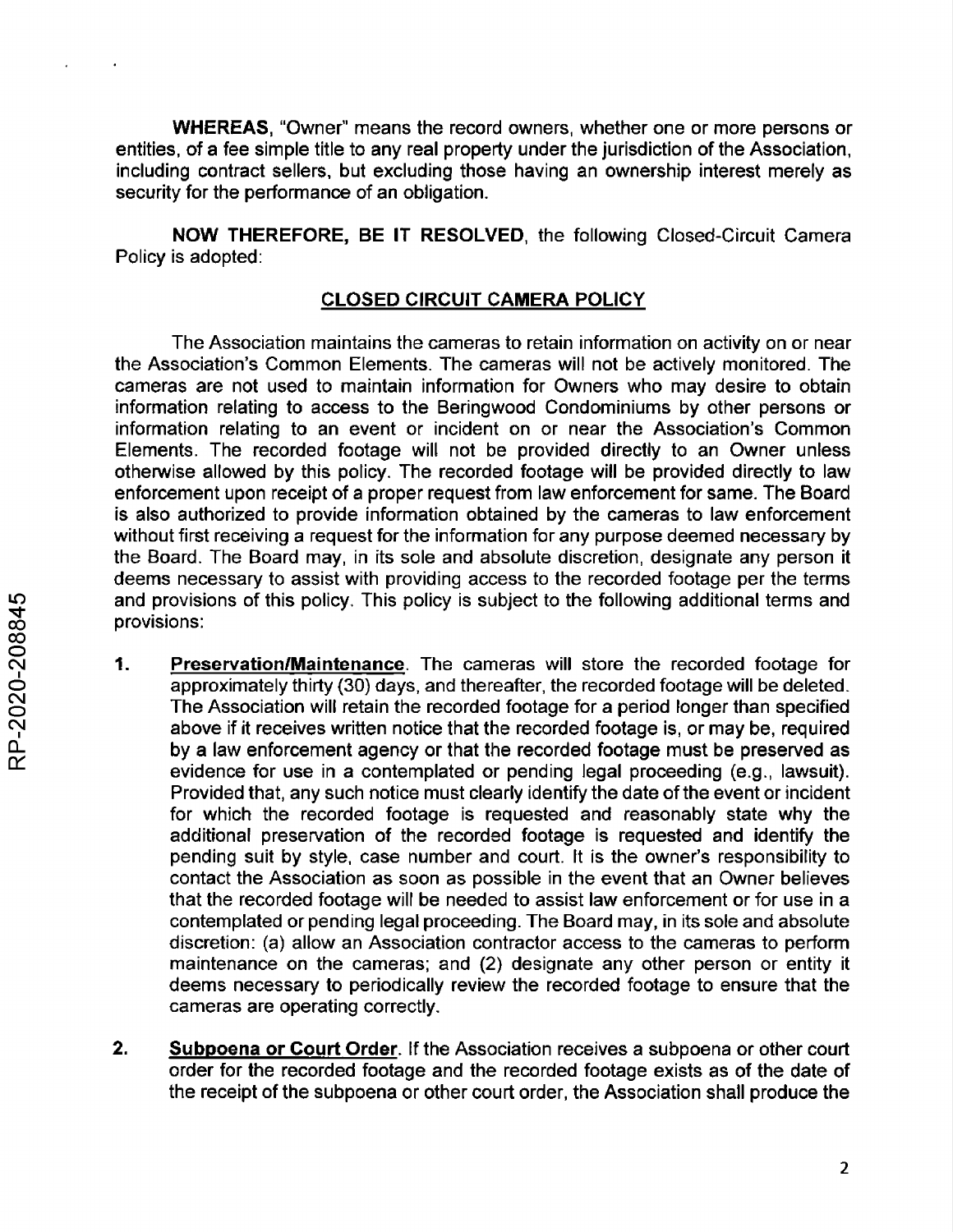**WHEREAS**, "Owner" means the record owners, whether one or more persons or entities, of a fee simple title to any real property under the jurisdiction of the Association, including contract sellers, but excluding those having an ownership interest merely as security for the performance of an obligation.

**NOW THEREFORE, BE IT RESOLVED**, the following Closed-Circuit Camera Policy is adopted:

## CLOSED CIRCUIT CAMERA POLICY

The Association maintains the cameras to retain information on activity on or near the Association's Common Elements. The cameras will not be actively monitored. The cameras are not used to maintain information for Owners who may desire to obtain information relating to access to the Beringwood Condominiums by other persons or information relating to an event or incident on or near the Association's Common Elements. The recorded footage will not be provided directly to an Owner unless otherwise allowed by this policy. The recorded footage will be provided directly to law enforcement upon receipt of a proper request from law enforcement for same. The Board is also authorized to provide information obtained by the cameras to law enforcement without first receiving a request for the information for any purpose deemed necessary by the Board. The Board may, in its sole and absolute discretion, designate any person it deems necessary to assist with providing access to the recorded footage per the terms and provisions of this policy. This policy is subject to the following additional terms and provisions:

1. **Preservation/Maintenance**. The cameras will store the recorded footage for approximately thirty (30) days, and thereafter, the recorded footage will be deleted. The Association will retain the recorded footage for a period longer than specified above if it receives written notice that the recorded footage is, or may be, required by a law enforcement agency or that the recorded footage must be preserved as evidence for use in a contemplated or pending legal proceeding (e.g., lawsuit). Provided that, any such notice must clearly identify the date of the event or incident for which the recorded footage is requested and reasonably state why the additional preservation of the recorded footage is requested and identify the pending suit by style, case number and court. It is the owner's responsibility to contact the Association as soon as possible in the event that an Owner believes that the recorded footage will be needed to assist law enforcement or for use in a contemplated or pending legal proceeding. The Board may, in its sole and absolute discretion: (a) allow an Association contractor access to the cameras to perform maintenance on the cameras; and (2) designate any other person or entity it deems necessary to periodically review the recorded footage to ensure that the cameras are operating correctly.

2. **Subpoena or Court Order**. If the Association receives a subpoena or other court order for the recorded footage and the recorded footage exists as of the date of the receipt of the subpoena or other court order, the Association shall produce the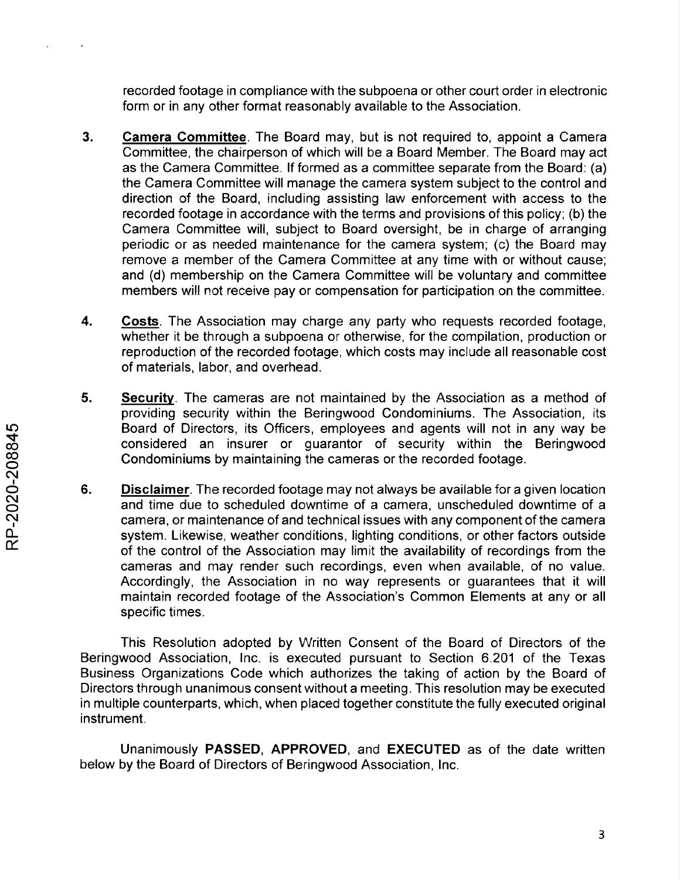recorded footage in compliance with the subpoena or other court order in electronic form or in any other format reasonably available to the Association.

3. **Camera Committee**. The Board may, but is not required to, appoint a Camera Committee, the chairperson of which will be a Board Member. The Board may act as the Camera Committee. If formed as a committee separate from the Board: (a) the Camera Committee will manage the camera system subject to the control and direction of the Board, including assisting law enforcement with access to the recorded footage in accordance with the terms and provisions of this policy; (b) the Camera Committee will, subject to Board oversight, be in charge of arranging periodic or as needed maintenance for the camera system; (c) the Board may remove a member of the Camera Committee at any time with or without cause; and (d) membership on the Camera Committee will be voluntary and committee members will not receive pay or compensation for participation on the committee.

4. **Costs**. The Association may charge any party who requests recorded footage, whether it be through a subpoena or otherwise, for the compilation, production or reproduction of the recorded footage, which costs may include all reasonable cost of materials, labor, and overhead.

5. **Security**. The cameras are not maintained by the Association as a method of providing security within the Beringwood Condominiums. The Association, its Board of Directors, its Officers, employees and agents will not in any way be considered an insurer or guarantor of security within the Beringwood Condominiums by maintaining the cameras or the recorded footage.

6. **Disclaimer**. The recorded footage may not always be available for a given location and time due to scheduled downtime of a camera, unscheduled downtime of a camera, or maintenance of and technical issues with any component of the camera system. Likewise, weather conditions, lighting conditions, or other factors outside of the control of the Association may limit the availability of recordings from the cameras and may render such recordings, even when available, of no value. Accordingly, the Association in no way represents or guarantees that it will maintain recorded footage of the Association's Common Elements at any or all specific times.

This Resolution adopted by Written Consent of the Board of Directors of the Beringwood Association, Inc. is executed pursuant to Section 6.201 of the Texas Business Organizations Code which authorizes the taking of action by the Board of Directors through unanimous consent without a meeting. This resolution may be executed in multiple counterparts, which, when placed together constitute the fully executed original instrument.

Unanimously **PASSED, APPROVED**, and **EXECUTED** as of the date written below by the Board of Directors of Beringwood Association, Inc.

RP-2020-208845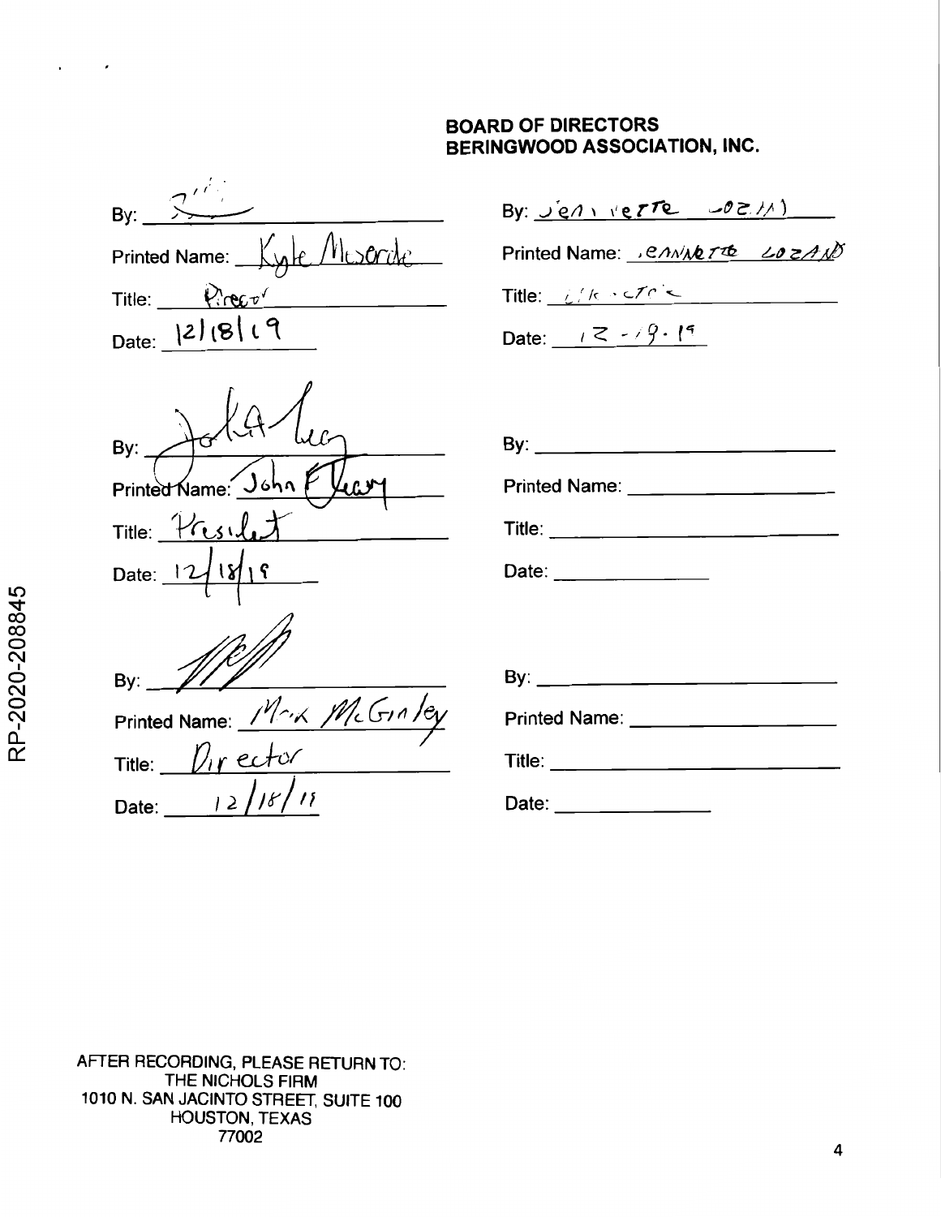**BOARD OF DIRECTORS**
**BERINGWOOD ASSOCIATION, INC.**

By: ______________________

Printed Name: Kyle Muscarie

Title: Director

Date: 12/18/19

By: Jeannette Lozano

Printed Name: Jeannette Lozano

Title: Director

Date: 12-19-19

By: ______________________

Printed Name: John F Leary

Title: President

Date: 12/18/19

By: ______________________

Printed Name: ______________________

Title: ______________________

Date: ______________________

By: ______________________

Printed Name: Mark McGinley

Title: Director

Date: 12/18/19

By: ______________________

Printed Name: ______________________

Title: ______________________

Date: ______________________

RP-2020-208845

AFTER RECORDING, PLEASE RETURN TO:
THE NICHOLS FIRM
1010 N. SAN JACINTO STREET, SUITE 100
HOUSTON, TEXAS
77002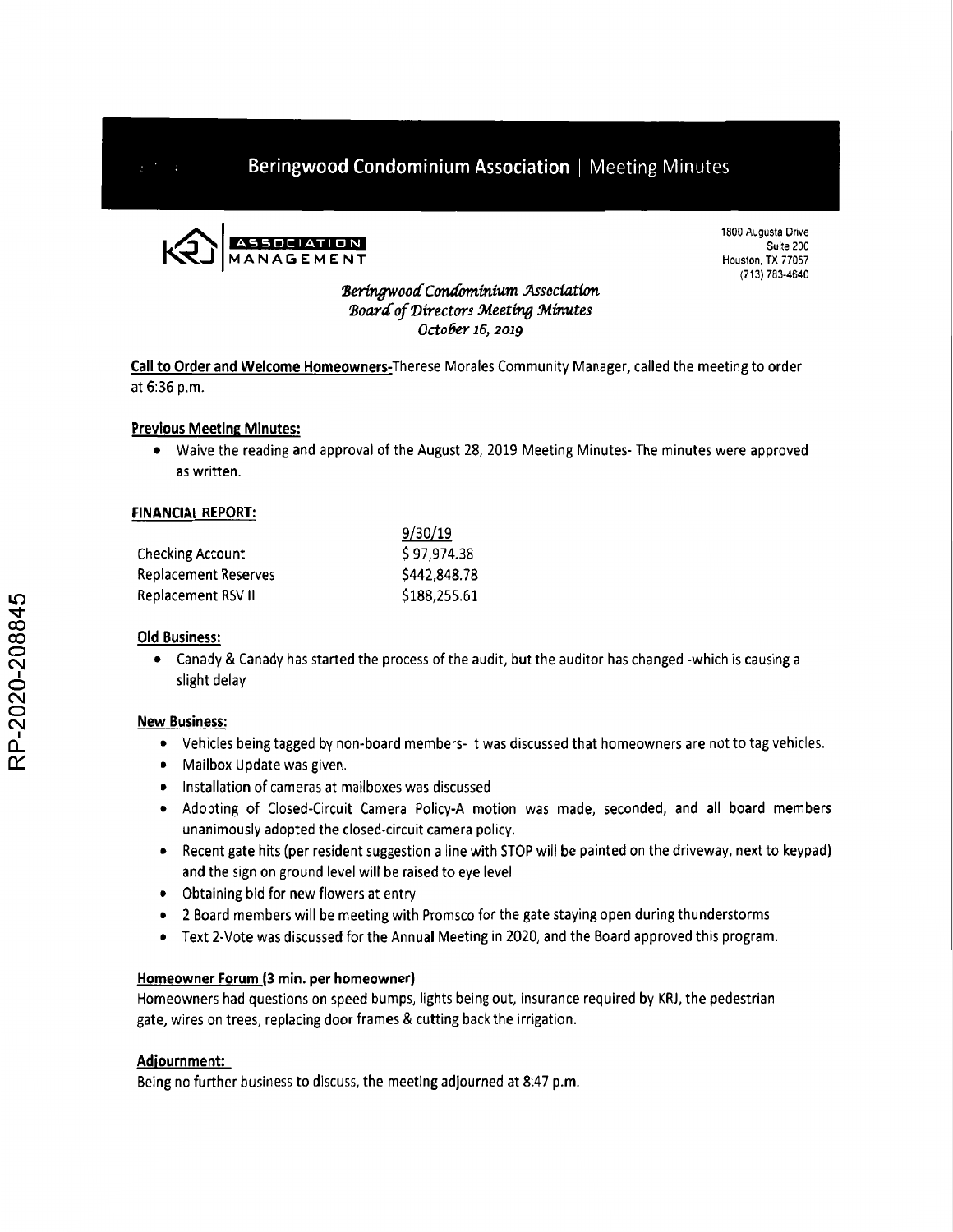# Beringwood Condominium Association | Meeting Minutes

KRJ ASSOCIATION MANAGEMENT

1800 Augusta Drive
Suite 200
Houston, TX 77057
(713) 783-4640

*Beringwood Condominium Association*
*Board of Directors Meeting Minutes*
*October 16, 2019*

**Call to Order and Welcome Homeowners**-Therese Morales Community Manager, called the meeting to order at 6:36 p.m.

**Previous Meeting Minutes:**

- Waive the reading and approval of the August 28, 2019 Meeting Minutes- The minutes were approved as written.

**FINANCIAL REPORT:**

| | 9/30/19 |
|---|---|
| Checking Account | $ 97,974.38 |
| Replacement Reserves | $442,848.78 |
| Replacement RSV II | $188,255.61 |

**Old Business:**

- Canady & Canady has started the process of the audit, but the auditor has changed -which is causing a slight delay

**New Business:**

- Vehicles being tagged by non-board members- It was discussed that homeowners are not to tag vehicles.
- Mailbox Update was given.
- Installation of cameras at mailboxes was discussed
- Adopting of Closed-Circuit Camera Policy-A motion was made, seconded, and all board members unanimously adopted the closed-circuit camera policy.
- Recent gate hits (per resident suggestion a line with STOP will be painted on the driveway, next to keypad) and the sign on ground level will be raised to eye level
- Obtaining bid for new flowers at entry
- 2 Board members will be meeting with Promsco for the gate staying open during thunderstorms
- Text 2-Vote was discussed for the Annual Meeting in 2020, and the Board approved this program.

**Homeowner Forum (3 min. per homeowner)**

Homeowners had questions on speed bumps, lights being out, insurance required by KRJ, the pedestrian gate, wires on trees, replacing door frames & cutting back the irrigation.

**Adjournment:**

Being no further business to discuss, the meeting adjourned at 8:47 p.m.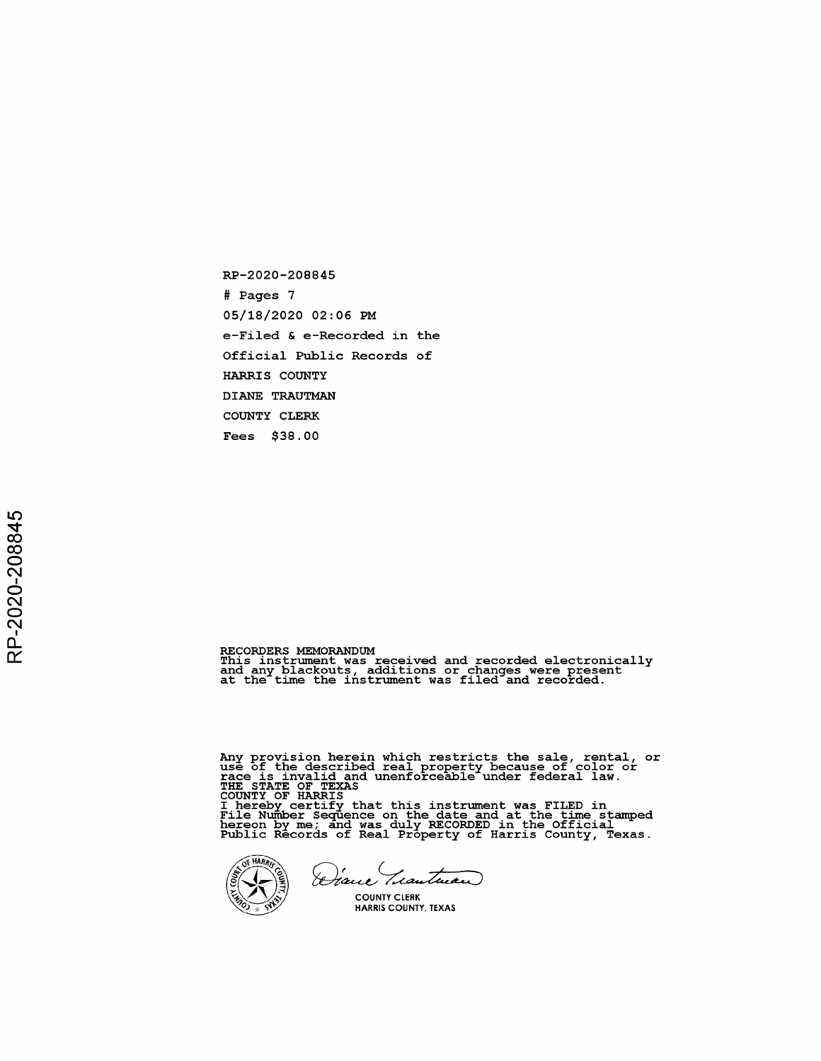RP-2020-208845

# Pages 7

05/18/2020 02:06 PM

e-Filed & e-Recorded in the

Official Public Records of

HARRIS COUNTY

DIANE TRAUTMAN

COUNTY CLERK

Fees $38.00

RP-2020-208845

RECORDERS MEMORANDUM
This instrument was received and recorded electronically and any blackouts, additions or changes were present at the time the instrument was filed and recorded.

Any provision herein which restricts the sale, rental, or use of the described real property because of color or race is invalid and unenforceable under federal law.
THE STATE OF TEXAS
COUNTY OF HARRIS
I hereby certify that this instrument was FILED in File Number Sequence on the date and at the time stamped hereon by me; and was duly RECORDED in the Official Public Records of Real Property of Harris County, Texas.

Diane Trautman

COUNTY CLERK
HARRIS COUNTY, TEXAS